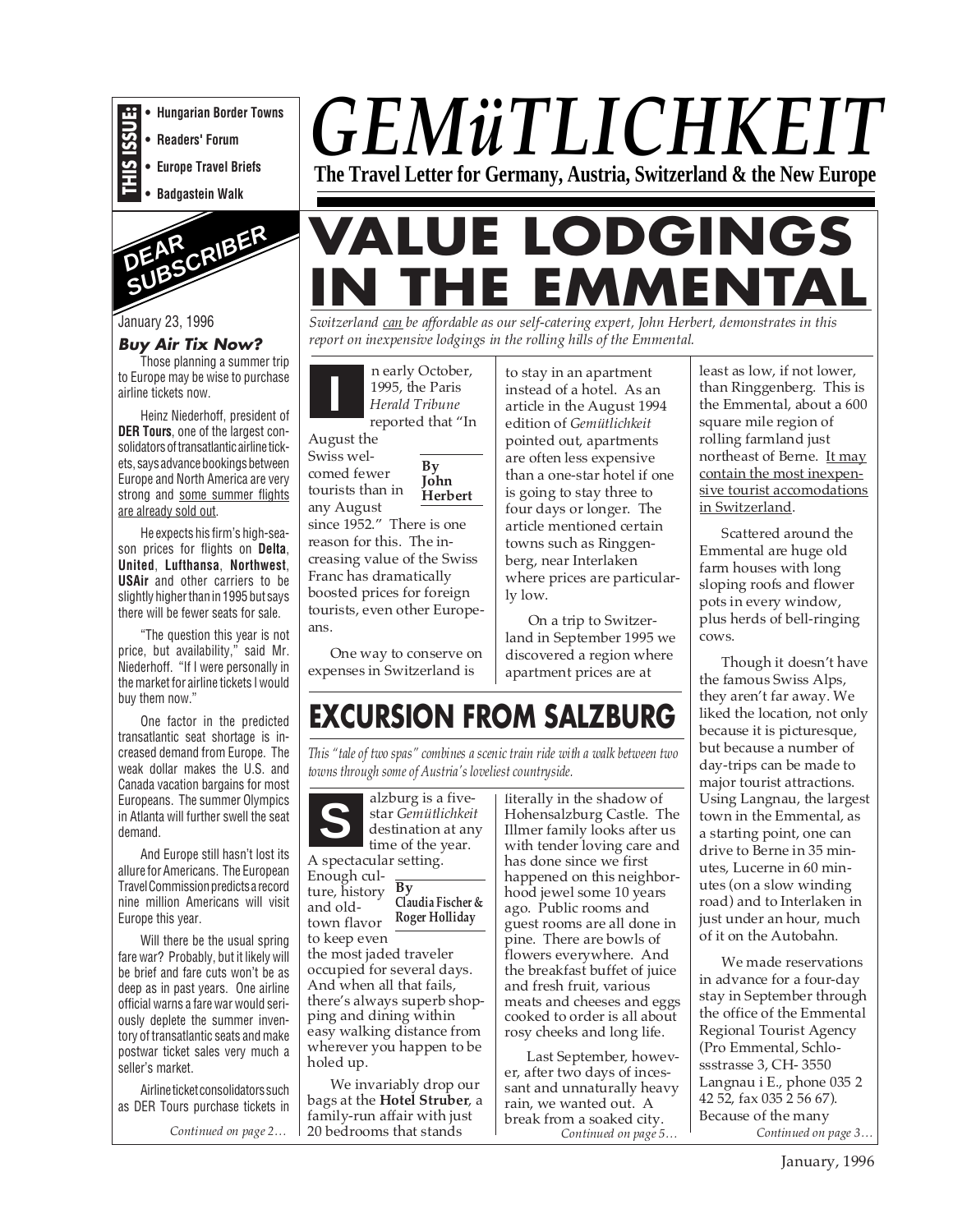**THIS ISSUE:**

- Hungarian Border Towns
- Readers' Forum
- Europe Travel Briefs
- Badgastein Walk

# *GEMüTLICHKEIT*

**The Travel Letter for Germany, Austria, Switzerland & the New Europe**

## DEAR SUBSCRIBER

January 23, 1996

### *Buy Air Tix Now?*

Those planning a summer trip to Europe may be wise to purchase airline tickets now.

Heinz Niederhoff, president of **DER Tours**, one of the largest consolidators of transatlantic airline tickets, says advance bookings between Europe and North America are very strong and some summer flights are already sold out.

He expects his firm's high-season prices for flights on **Delta**, **United**, **Lufthansa**, **Northwest**, **USAir** and other carriers to be slightly higher than in 1995 but says there will be fewer seats for sale.

"The question this year is not price, but availability," said Mr. Niederhoff. "If I were personally in the market for airline tickets I would buy them now."

One factor in the predicted transatlantic seat shortage is increased demand from Europe. The weak dollar makes the U.S. and Canada vacation bargains for most Europeans. The summer Olympics in Atlanta will further swell the seat demand.

And Europe still hasn't lost its allure for Americans. The European Travel Commission predicts a record nine million Americans will visit Europe this year.

Will there be the usual spring fare war? Probably, but it likely will be brief and fare cuts won't be as deep as in past years. One airline official warns a fare war would seriously deplete the summer inventory of transatlantic seats and make postwar ticket sales very much a seller's market.

Airline ticket consolidators such as DER Tours purchase tickets in

*Continued on page 2…*

# VALUE LODGINGS IN THE EMMENTAL

*Switzerland can be affordable as our self-catering expert, John Herbert, demonstrates in this report on inexpensive lodgings in the rolling hills of the Emmental.*

By John Herbert

In early October, 1995, the Paris *Herald Tribune* reported that "In August the Swiss welcomed fewer tourists than in any August since 1952." There is one reason for this. The increasing value of the Swiss Franc has dramatically boosted prices for foreign tourists, even other Europeans.

One way to conserve on expenses in Switzerland is to stay in an apartment instead of a hotel. As an article in the August 1994 edition of *Gemütlichkeit* pointed out, apartments are often less expensive than a one-star hotel if one is going to stay three to four days or longer. The article mentioned certain towns such as Ringgenberg, near Interlaken where prices are particularly low.

On a trip to Switzerland in September 1995 we discovered a region where apartment prices are at least as low, if not lower, than Ringgenberg. This is the Emmental, about a 600 square mile region of rolling farmland just northeast of Berne. It may contain the most inexpensive tourist accomodations in Switzerland.

Scattered around the Emmental are huge old farm houses with long sloping roofs and flower pots in every window, plus herds of bell-ringing cows.

Though it doesn't have the famous Swiss Alps, they aren't far away. We liked the location, not only because it is picturesque, but because a number of day-trips can be made to major tourist attractions. Using Langnau, the largest town in the Emmental, as a starting point, one can drive to Berne in 35 minutes, Lucerne in 60 minutes (on a slow winding road) and to Interlaken in just under an hour, much of it on the Autobahn.

We made reservations in advance for a four-day stay in September through the office of the Emmental Regional Tourist Agency (Pro Emmental, Schlossstrasse 3, CH- 3550 Langnau i E., phone 035 2 42 52, fax 035 2 56 67). Because of the many

*Continued on page 3…*

# EXCURSION FROM SALZBURG

*This "tale of two spas" combines a scenic train ride with a walk between two towns through some of Austria's loveliest countryside.*

By Claudia Fischer & Roger Holliday

Salzburg is a five-star *Gemütlichkeit* destination at any time of the year. A spectacular setting. Enough culture, history and old-town flavor to keep even the most jaded traveler occupied for several days. And when all that fails, there's always superb shopping and dining within easy walking distance from wherever you happen to be holed up.

We invariably drop our bags at the **Hotel Struber**, a family-run affair with just 20 bedrooms that stands literally in the shadow of Hohensalzburg Castle. The Illmer family looks after us with tender loving care and has done since we first happened on this neighborhood jewel some 10 years ago. Public rooms and guest rooms are all done in pine. There are bowls of flowers everywhere. And the breakfast buffet of juice and fresh fruit, various meats and cheeses and eggs cooked to order is all about rosy cheeks and long life.

Last September, however, after two days of incessant and unnaturally heavy rain, we wanted out. A break from a soaked city.

*Continued on page 5…*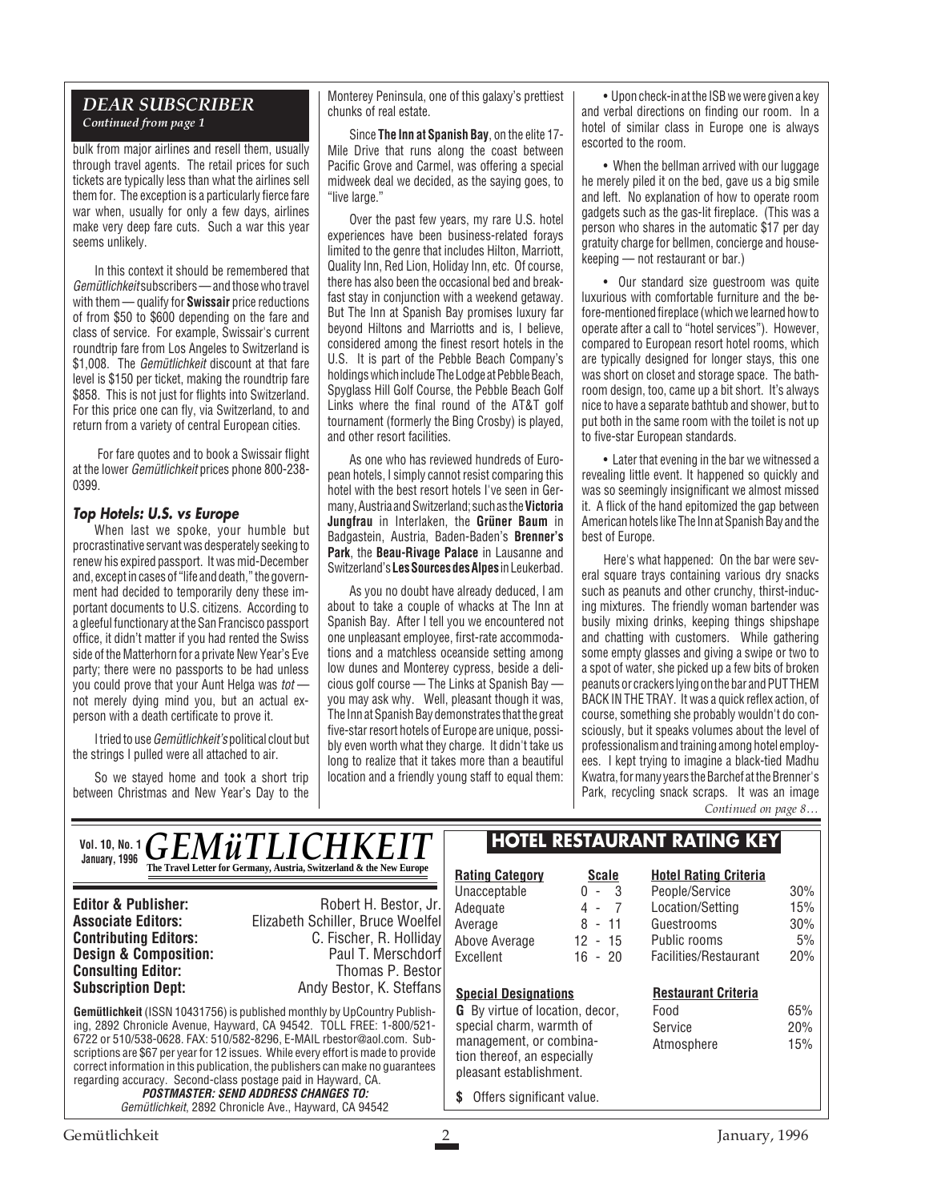## DEAR SUBSCRIBER

*Continued from page 1*

bulk from major airlines and resell them, usually through travel agents. The retail prices for such tickets are typically less than what the airlines sell them for. The exception is a particularly fierce fare war when, usually for only a few days, airlines make very deep fare cuts. Such a war this year seems unlikely.

In this context it should be remembered that *Gemütlichkeit* subscribers — and those who travel with them — qualify for **Swissair** price reductions of from $50 to $600 depending on the fare and class of service. For example, Swissair's current roundtrip fare from Los Angeles to Switzerland is $1,008. The *Gemütlichkeit* discount at that fare level is $150 per ticket, making the roundtrip fare $858. This is not just for flights into Switzerland. For this price one can fly, via Switzerland, to and return from a variety of central European cities.

For fare quotes and to book a Swissair flight at the lower *Gemütlichkeit* prices phone 800-238-0399.

### Top Hotels: U.S. vs Europe

When last we spoke, your humble but procrastinative servant was desperately seeking to renew his expired passport. It was mid-December and, except in cases of "life and death," the government had decided to temporarily deny these important documents to U.S. citizens. According to a gleeful functionary at the San Francisco passport office, it didn't matter if you had rented the Swiss side of the Matterhorn for a private New Year's Eve party; there were no passports to be had unless you could prove that your Aunt Helga was *tot* — not merely dying mind you, but an actual ex-person with a death certificate to prove it.

I tried to use *Gemütlichkeit's* political clout but the strings I pulled were all attached to air.

So we stayed home and took a short trip between Christmas and New Year's Day to the Monterey Peninsula, one of this galaxy's prettiest chunks of real estate.

Since **The Inn at Spanish Bay**, on the elite 17-Mile Drive that runs along the coast between Pacific Grove and Carmel, was offering a special midweek deal we decided, as the saying goes, to "live large."

Over the past few years, my rare U.S. hotel experiences have been business-related forays limited to the genre that includes Hilton, Marriott, Quality Inn, Red Lion, Holiday Inn, etc. Of course, there has also been the occasional bed and breakfast stay in conjunction with a weekend getaway. But The Inn at Spanish Bay promises luxury far beyond Hiltons and Marriotts and is, I believe, considered among the finest resort hotels in the U.S. It is part of the Pebble Beach Company's holdings which include The Lodge at Pebble Beach, Spyglass Hill Golf Course, the Pebble Beach Golf Links where the final round of the AT&T golf tournament (formerly the Bing Crosby) is played, and other resort facilities.

As one who has reviewed hundreds of European hotels, I simply cannot resist comparing this hotel with the best resort hotels I've seen in Germany, Austria and Switzerland; such as the **Victoria Jungfrau** in Interlaken, the **Grüner Baum** in Badgastein, Austria, Baden-Baden's **Brenner's Park**, the **Beau-Rivage Palace** in Lausanne and Switzerland's **Les Sources des Alpes** in Leukerbad.

As you no doubt have already deduced, I am about to take a couple of whacks at The Inn at Spanish Bay. After I tell you we encountered not one unpleasant employee, first-rate accommodations and a matchless oceanside setting among low dunes and Monterey cypress, beside a delicious golf course — The Links at Spanish Bay — you may ask why. Well, pleasant though it was, The Inn at Spanish Bay demonstrates that the great five-star resort hotels of Europe are unique, possibly even worth what they charge. It didn't take us long to realize that it takes more than a beautiful location and a friendly young staff to equal them:

- Upon check-in at the ISB we were given a key and verbal directions on finding our room. In a hotel of similar class in Europe one is always escorted to the room.

- When the bellman arrived with our luggage he merely piled it on the bed, gave us a big smile and left. No explanation of how to operate room gadgets such as the gas-lit fireplace. (This was a person who shares in the automatic $17 per day gratuity charge for bellmen, concierge and housekeeping — not restaurant or bar.)

- Our standard size guestroom was quite luxurious with comfortable furniture and the before-mentioned fireplace (which we learned how to operate after a call to "hotel services"). However, compared to European resort hotel rooms, which are typically designed for longer stays, this one was short on closet and storage space. The bathroom design, too, came up a bit short. It's always nice to have a separate bathtub and shower, but to put both in the same room with the toilet is not up to five-star European standards.

- Later that evening in the bar we witnessed a revealing little event. It happened so quickly and was so seemingly insignificant we almost missed it. A flick of the hand epitomized the gap between American hotels like The Inn at Spanish Bay and the best of Europe.

Here's what happened: On the bar were several square trays containing various dry snacks such as peanuts and other crunchy, thirst-inducing mixtures. The friendly woman bartender was busily mixing drinks, keeping things shipshape and chatting with customers. While gathering some empty glasses and giving a swipe or two to a spot of water, she picked up a few bits of broken peanuts or crackers lying on the bar and PUT THEM BACK IN THE TRAY. It was a quick reflex action, of course, something she probably wouldn't do consciously, but it speaks volumes about the level of professionalism and training among hotel employees. I kept trying to imagine a black-tied Madhu Kwatra, for many years the Barchef at the Brenner's Park, recycling snack scraps. It was an image

*Continued on page 8…*

---

**Vol. 10, No. 1, January, 1996**

# GEMüTLICHKEIT

**The Travel Letter for Germany, Austria, Switzerland & the New Europe**

| | |
|---|---|
| **Editor & Publisher:** | Robert H. Bestor, Jr. |
| **Associate Editors:** | Elizabeth Schiller, Bruce Woelfel |
| **Contributing Editors:** | C. Fischer, R. Holliday |
| **Design & Composition:** | Paul T. Merschdorf |
| **Consulting Editor:** | Thomas P. Bestor |
| **Subscription Dept:** | Andy Bestor, K. Steffans |

**Gemütlichkeit** (ISSN 10431756) is published monthly by UpCountry Publishing, 2892 Chronicle Avenue, Hayward, CA 94542. TOLL FREE: 1-800/521-6722 or 510/538-0628. FAX: 510/582-8296, E-MAIL rbestor@aol.com. Subscriptions are $67 per year for 12 issues. While every effort is made to provide correct information in this publication, the publishers can make no guarantees regarding accuracy. Second-class postage paid in Hayward, CA.

***POSTMASTER: SEND ADDRESS CHANGES TO:***
*Gemütlichkeit*, 2892 Chronicle Ave., Hayward, CA 94542

## HOTEL RESTAURANT RATING KEY

| Rating Category | Scale |
|---|---|
| Unacceptable | 0 - 3 |
| Adequate | 4 - 7 |
| Average | 8 - 11 |
| Above Average | 12 - 15 |
| Excellent | 16 - 20 |

| Hotel Rating Criteria | |
|---|---|
| People/Service | 30% |
| Location/Setting | 15% |
| Guestrooms | 30% |
| Public rooms | 5% |
| Facilities/Restaurant | 20% |

**Special Designations**

**G** By virtue of location, decor, special charm, warmth of management, or combination thereof, an especially pleasant establishment.

**$** Offers significant value.

| Restaurant Criteria | |
|---|---|
| Food | 65% |
| Service | 20% |
| Atmosphere | 15% |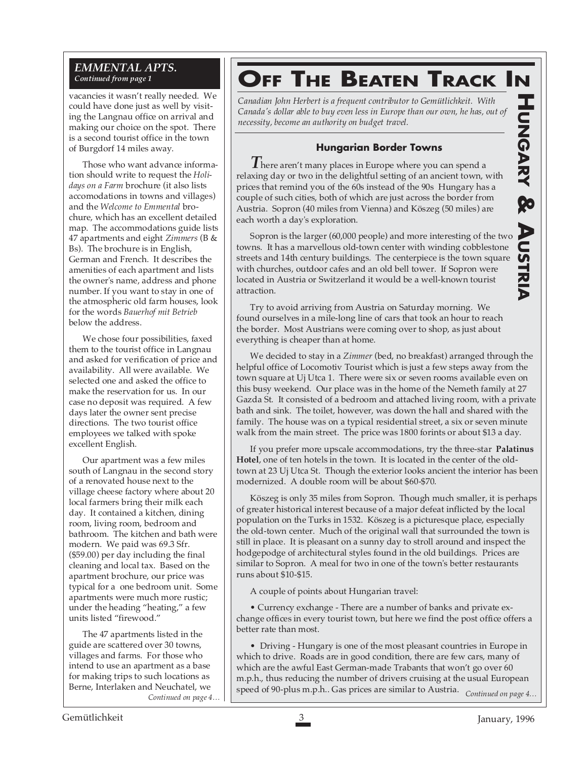### EMMENTAL APTS.
*Continued from page 1*

vacancies it wasn't really needed. We could have done just as well by visiting the Langnau office on arrival and making our choice on the spot. There is a second tourist office in the town of Burgdorf 14 miles away.

Those who want advance information should write to request the *Holidays on a Farm* brochure (it also lists accomodations in towns and villages) and the *Welcome to Emmental* brochure, which has an excellent detailed map. The accommodations guide lists 47 apartments and eight *Zimmers* (B & Bs). The brochure is in English, German and French. It describes the amenities of each apartment and lists the owner's name, address and phone number. If you want to stay in one of the atmospheric old farm houses, look for the words *Bauerhof mit Betrieb* below the address.

We chose four possibilities, faxed them to the tourist office in Langnau and asked for verification of price and availability. All were available. We selected one and asked the office to make the reservation for us. In our case no deposit was required. A few days later the owner sent precise directions. The two tourist office employees we talked with spoke excellent English.

Our apartment was a few miles south of Langnau in the second story of a renovated house next to the village cheese factory where about 20 local farmers bring their milk each day. It contained a kitchen, dining room, living room, bedroom and bathroom. The kitchen and bath were modern. We paid was 69.3 Sfr. ($59.00) per day including the final cleaning and local tax. Based on the apartment brochure, our price was typical for a one bedroom unit. Some apartments were much more rustic; under the heading "heating," a few units listed "firewood."

The 47 apartments listed in the guide are scattered over 30 towns, villages and farms. For those who intend to use an apartment as a base for making trips to such locations as Berne, Interlaken and Neuchatel, we

*Continued on page 4…*

# Off The Beaten Track In Hungary & Austria

*Canadian John Herbert is a frequent contributor to Gemütlichkeit. With Canada's dollar able to buy even less in Europe than our own, he has, out of necessity, become an authority on budget travel.*

### Hungarian Border Towns

There aren't many places in Europe where you can spend a relaxing day or two in the delightful setting of an ancient town, with prices that remind you of the 60s instead of the 90s Hungary has a couple of such cities, both of which are just across the border from Austria. Sopron (40 miles from Vienna) and Köszeg (50 miles) are each worth a day's exploration.

Sopron is the larger (60,000 people) and more interesting of the two towns. It has a marvellous old-town center with winding cobblestone streets and 14th century buildings. The centerpiece is the town square with churches, outdoor cafes and an old bell tower. If Sopron were located in Austria or Switzerland it would be a well-known tourist attraction.

Try to avoid arriving from Austria on Saturday morning. We found ourselves in a mile-long line of cars that took an hour to reach the border. Most Austrians were coming over to shop, as just about everything is cheaper than at home.

We decided to stay in a *Zimmer* (bed, no breakfast) arranged through the helpful office of Locomotiv Tourist which is just a few steps away from the town square at Uj Utca 1. There were six or seven rooms available even on this busy weekend. Our place was in the home of the Nemeth family at 27 Gazda St. It consisted of a bedroom and attached living room, with a private bath and sink. The toilet, however, was down the hall and shared with the family. The house was on a typical residential street, a six or seven minute walk from the main street. The price was 1800 forints or about $13 a day.

If you prefer more upscale accommodations, try the three-star **Palatinus Hotel**, one of ten hotels in the town. It is located in the center of the old-town at 23 Uj Utca St. Though the exterior looks ancient the interior has been modernized. A double room will be about $60-$70.

Köszeg is only 35 miles from Sopron. Though much smaller, it is perhaps of greater historical interest because of a major defeat inflicted by the local population on the Turks in 1532. Köszeg is a picturesque place, especially the old-town center. Much of the original wall that surrounded the town is still in place. It is pleasant on a sunny day to stroll around and inspect the hodgepodge of architectural styles found in the old buildings. Prices are similar to Sopron. A meal for two in one of the town's better restaurants runs about $10-$15.

A couple of points about Hungarian travel:

- Currency exchange - There are a number of banks and private exchange offices in every tourist town, but here we find the post office offers a better rate than most.

- Driving - Hungary is one of the most pleasant countries in Europe in which to drive. Roads are in good condition, there are few cars, many of which are the awful East German-made Trabants that won't go over 60 m.p.h., thus reducing the number of drivers cruising at the usual European speed of 90-plus m.p.h.. Gas prices are similar to Austria.

*Continued on page 4…*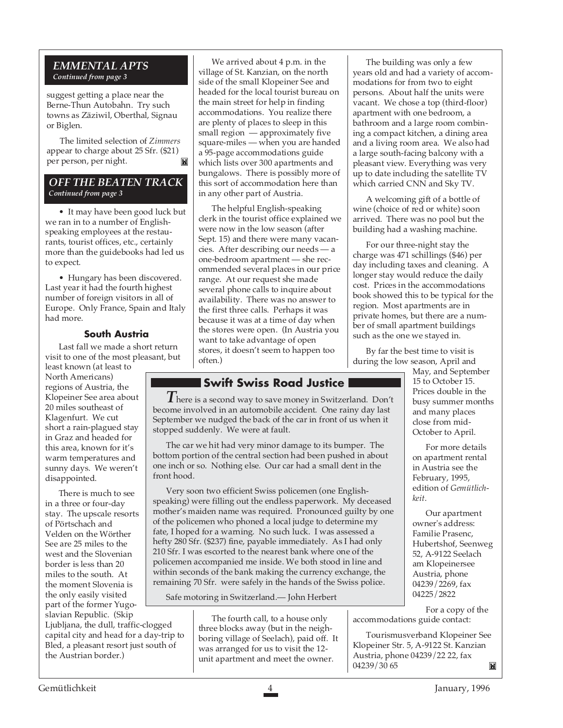## EMMENTAL APTS

*Continued from page 3*

suggest getting a place near the Berne-Thun Autobahn. Try such towns as Zäziwil, Oberthal, Signau or Biglen.

The limited selection of *Zimmers* appear to charge about 25 Sfr. ($21) per person, per night.

## OFF THE BEATEN TRACK

*Continued from page 3*

• It may have been good luck but we ran in to a number of English-speaking employees at the restaurants, tourist offices, etc., certainly more than the guidebooks had led us to expect.

• Hungary has been discovered. Last year it had the fourth highest number of foreign visitors in all of Europe. Only France, Spain and Italy had more.

### South Austria

Last fall we made a short return visit to one of the most pleasant, but least known (at least to North Americans) regions of Austria, the Klopeiner See area about 20 miles southeast of Klagenfurt. We cut short a rain-plagued stay in Graz and headed for this area, known for it's warm temperatures and sunny days. We weren't disappointed.

There is much to see in a three or four-day stay. The upscale resorts of Pörtschach and Velden on the Wörther See are 25 miles to the west and the Slovenian border is less than 20 miles to the south. At the moment Slovenia is the only easily visited part of the former Yugoslavian Republic. (Skip Ljubljana, the dull, traffic-clogged capital city and head for a day-trip to Bled, a pleasant resort just south of the Austrian border.)

We arrived about 4 p.m. in the village of St. Kanzian, on the north side of the small Klopeiner See and headed for the local tourist bureau on the main street for help in finding accommodations. You realize there are plenty of places to sleep in this small region — approximately five square-miles — when you are handed a 95-page accommodations guide which lists over 300 apartments and bungalows. There is possibly more of this sort of accommodation here than in any other part of Austria.

The helpful English-speaking clerk in the tourist office explained we were now in the low season (after Sept. 15) and there were many vacancies. After describing our needs — a one-bedroom apartment — she recommended several places in our price range. At our request she made several phone calls to inquire about availability. There was no answer to the first three calls. Perhaps it was because it was at a time of day when the stores were open. (In Austria you want to take advantage of open stores, it doesn't seem to happen too often.)

The fourth call, to a house only three blocks away (but in the neighboring village of Seelach), paid off. It was arranged for us to visit the 12-unit apartment and meet the owner.

The building was only a few years old and had a variety of accommodations for from two to eight persons. About half the units were vacant. We chose a top (third-floor) apartment with one bedroom, a bathroom and a large room combining a compact kitchen, a dining area and a living room area. We also had a large south-facing balcony with a pleasant view. Everything was very up to date including the satellite TV which carried CNN and Sky TV.

A welcoming gift of a bottle of wine (choice of red or white) soon arrived. There was no pool but the building had a washing machine.

For our three-night stay the charge was 471 schillings ($46) per day including taxes and cleaning. A longer stay would reduce the daily cost. Prices in the accommodations book showed this to be typical for the region. Most apartments are in private homes, but there are a number of small apartment buildings such as the one we stayed in.

By far the best time to visit is during the low season, April and May, and September 15 to October 15. Prices double in the busy summer months and many places close from mid-October to April.

For more details on apartment rental in Austria see the February, 1995, edition of *Gemütlichkeit*.

Our apartment owner's address: Familie Prasenc, Hubertshof, Seenweg 52, A-9122 Seelach am Klopeinersee Austria, phone 04239/2269, fax 04225/2822

For a copy of the accommodations guide contact:

Tourismusverband Klopeiner See Klopeiner Str. 5, A-9122 St. Kanzian Austria, phone 04239/22 22, fax 04239/30 65

## Swift Swiss Road Justice

There is a second way to save money in Switzerland. Don't become involved in an automobile accident. One rainy day last September we nudged the back of the car in front of us when it stopped suddenly. We were at fault.

The car we hit had very minor damage to its bumper. The bottom portion of the central section had been pushed in about one inch or so. Nothing else. Our car had a small dent in the front hood.

Very soon two efficient Swiss policemen (one English-speaking) were filling out the endless paperwork. My deceased mother's maiden name was required. Pronounced guilty by one of the policemen who phoned a local judge to determine my fate, I hoped for a warning. No such luck. I was assessed a hefty 280 Sfr. ($237) fine, payable immediately. As I had only 210 Sfr. I was escorted to the nearest bank where one of the policemen accompanied me inside. We both stood in line and within seconds of the bank making the currency exchange, the remaining 70 Sfr. were safely in the hands of the Swiss police.

Safe motoring in Switzerland.— John Herbert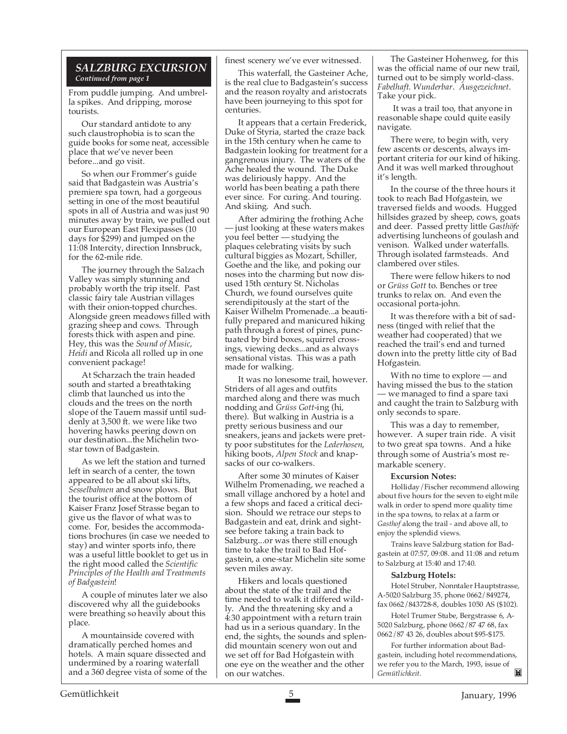## *SALZBURG EXCURSION*

*Continued from page 1*

From puddle jumping. And umbrella spikes. And dripping, morose tourists.

Our standard antidote to any such claustrophobia is to scan the guide books for some neat, accessible place that we've never been before...and go visit.

So when our Frommer's guide said that Badgastein was Austria's premiere spa town, had a gorgeous setting in one of the most beautiful spots in all of Austria and was just 90 minutes away by train, we pulled out our European East Flexipasses (10 days for $299) and jumped on the 11:08 Intercity, direction Innsbruck, for the 62-mile ride.

The journey through the Salzach Valley was simply stunning and probably worth the trip itself. Past classic fairy tale Austrian villages with their onion-topped churches. Alongside green meadows filled with grazing sheep and cows. Through forests thick with aspen and pine. Hey, this was the *Sound of Music*, *Heidi* and Ricola all rolled up in one convenient package!

At Scharzach the train headed south and started a breathtaking climb that launched us into the clouds and the trees on the north slope of the Tauern massif until suddenly at 3,500 ft. we were like two hovering hawks peering down on our destination...the Michelin two-star town of Badgastein.

As we left the station and turned left in search of a center, the town appeared to be all about ski lifts, *Sesselbahnen* and snow plows. But the tourist office at the bottom of Kaiser Franz Josef Strasse began to give us the flavor of what was to come. For, besides the accommodations brochures (in case we needed to stay) and winter sports info, there was a useful little booklet to get us in the right mood called the *Scientific Principles of the Health and Treatments of Badgastein*!

A couple of minutes later we also discovered why all the guidebooks were breathing so heavily about this place.

A mountainside covered with dramatically perched homes and hotels. A main square dissected and undermined by a roaring waterfall and a 360 degree vista of some of the finest scenery we've ever witnessed.

This waterfall, the Gasteiner Ache, is the real clue to Badgastein's success and the reason royalty and aristocrats have been journeying to this spot for centuries.

It appears that a certain Frederick, Duke of Styria, started the craze back in the 15th century when he came to Badgastein looking for treatment for a gangrenous injury. The waters of the Ache healed the wound. The Duke was deliriously happy. And the world has been beating a path there ever since. For curing. And touring. And skiing. And such.

After admiring the frothing Ache — just looking at these waters makes you feel better — studying the plaques celebrating visits by such cultural biggies as Mozart, Schiller, Goethe and the like, and poking our noses into the charming but now disused 15th century St. Nicholas Church, we found ourselves quite serendipitously at the start of the Kaiser Wilhelm Promenade...a beautifully prepared and manicured hiking path through a forest of pines, punctuated by bird boxes, squirrel crossings, viewing decks...and as always sensational vistas. This was a path made for walking.

It was no lonesome trail, however. Striders of all ages and outfits marched along and there was much nodding and *Grüss Gott*-ing (hi, there). But walking in Austria is a pretty serious business and our sneakers, jeans and jackets were pretty poor substitutes for the *Lederhosen*, hiking boots, *Alpen Stock* and knapsacks of our co-walkers.

After some 30 minutes of Kaiser Wilhelm Promenading, we reached a small village anchored by a hotel and a few shops and faced a critical decision. Should we retrace our steps to Badgastein and eat, drink and sightsee before taking a train back to Salzburg...or was there still enough time to take the trail to Bad Hofgastein, a one-star Michelin site some seven miles away.

Hikers and locals questioned about the state of the trail and the time needed to walk it differed wildly. And the threatening sky and a 4:30 appointment with a return train had us in a serious quandary. In the end, the sights, the sounds and splendid mountain scenery won out and we set off for Bad Hofgastein with one eye on the weather and the other on our watches.

The Gasteiner Hohenweg, for this was the official name of our new trail, turned out to be simply world-class. *Fabelhaft*. *Wunderbar*. *Ausgezeichnet*. Take your pick.

It was a trail too, that anyone in reasonable shape could quite easily navigate.

There were, to begin with, very few ascents or descents, always important criteria for our kind of hiking. And it was well marked throughout it's length.

In the course of the three hours it took to reach Bad Hofgastein, we traversed fields and woods. Hugged hillsides grazed by sheep, cows, goats and deer. Passed pretty little *Gasthöfe* advertising luncheons of goulash and venison. Walked under waterfalls. Through isolated farmsteads. And clambered over stiles.

There were fellow hikers to nod or *Grüss Gott* to. Benches or tree trunks to relax on. And even the occasional porta-john.

It was therefore with a bit of sadness (tinged with relief that the weather had cooperated) that we reached the trail's end and turned down into the pretty little city of Bad Hofgastein.

With no time to explore — and having missed the bus to the station — we managed to find a spare taxi and caught the train to Salzburg with only seconds to spare.

This was a day to remember, however. A super train ride. A visit to two great spa towns. And a hike through some of Austria's most remarkable scenery.

**Excursion Notes:**

Holliday/Fischer recommend allowing about five hours for the seven to eight mile walk in order to spend more quality time in the spa towns, to relax at a farm or *Gasthof* along the trail - and above all, to enjoy the splendid views.

Trains leave Salzburg station for Badgastein at 07:57, 09:08. and 11:08 and return to Salzburg at 15:40 and 17:40.

**Salzburg Hotels:**

Hotel Struber, Nonntaler Hauptstrasse, A-5020 Salzburg 35, phone 0662/849274, fax 0662/843728-8, doubles 1050 AS ($102).

Hotel Trumer Stube, Bergstrasse 6, A-5020 Salzburg, phone 0662/87 47 68, fax 0662/87 43 26, doubles about $95-$175.

For further information about Badgastein, including hotel recommendations, we refer you to the March, 1993, issue of *Gemütlichkeit*.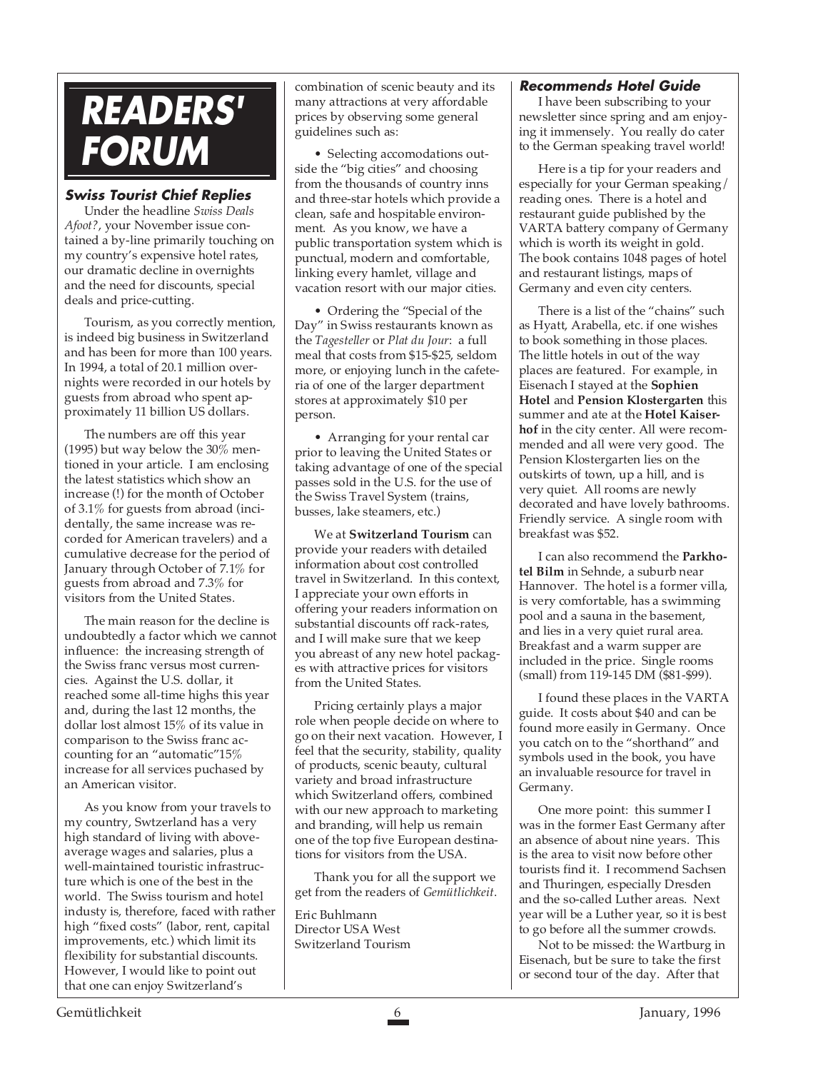# READERS' FORUM

### Swiss Tourist Chief Replies

Under the headline *Swiss Deals Afoot?*, your November issue contained a by-line primarily touching on my country's expensive hotel rates, our dramatic decline in overnights and the need for discounts, special deals and price-cutting.

Tourism, as you correctly mention, is indeed big business in Switzerland and has been for more than 100 years. In 1994, a total of 20.1 million overnights were recorded in our hotels by guests from abroad who spent approximately 11 billion US dollars.

The numbers are off this year (1995) but way below the 30% mentioned in your article. I am enclosing the latest statistics which show an increase (!) for the month of October of 3.1% for guests from abroad (incidentally, the same increase was recorded for American travelers) and a cumulative decrease for the period of January through October of 7.1% for guests from abroad and 7.3% for visitors from the United States.

The main reason for the decline is undoubtedly a factor which we cannot influence: the increasing strength of the Swiss franc versus most currencies. Against the U.S. dollar, it reached some all-time highs this year and, during the last 12 months, the dollar lost almost 15% of its value in comparison to the Swiss franc accounting for an "automatic"15% increase for all services puchased by an American visitor.

As you know from your travels to my country, Swtzerland has a very high standard of living with above-average wages and salaries, plus a well-maintained touristic infrastructure which is one of the best in the world. The Swiss tourism and hotel industy is, therefore, faced with rather high "fixed costs" (labor, rent, capital improvements, etc.) which limit its flexibility for substantial discounts. However, I would like to point out that one can enjoy Switzerland's combination of scenic beauty and its many attractions at very affordable prices by observing some general guidelines such as:

- Selecting accomodations outside the "big cities" and choosing from the thousands of country inns and three-star hotels which provide a clean, safe and hospitable environment. As you know, we have a public transportation system which is punctual, modern and comfortable, linking every hamlet, village and vacation resort with our major cities.

- Ordering the "Special of the Day" in Swiss restaurants known as the *Tagesteller* or *Plat du Jour*: a full meal that costs from $15-$25, seldom more, or enjoying lunch in the cafeteria of one of the larger department stores at approximately $10 per person.

- Arranging for your rental car prior to leaving the United States or taking advantage of one of the special passes sold in the U.S. for the use of the Swiss Travel System (trains, busses, lake steamers, etc.)

We at **Switzerland Tourism** can provide your readers with detailed information about cost controlled travel in Switzerland. In this context, I appreciate your own efforts in offering your readers information on substantial discounts off rack-rates, and I will make sure that we keep you abreast of any new hotel packages with attractive prices for visitors from the United States.

Pricing certainly plays a major role when people decide on where to go on their next vacation. However, I feel that the security, stability, quality of products, scenic beauty, cultural variety and broad infrastructure which Switzerland offers, combined with our new approach to marketing and branding, will help us remain one of the top five European destinations for visitors from the USA.

Thank you for all the support we get from the readers of *Gemütlichkeit*.

Eric Buhlmann
Director USA West
Switzerland Tourism

### Recommends Hotel Guide

I have been subscribing to your newsletter since spring and am enjoying it immensely. You really do cater to the German speaking travel world!

Here is a tip for your readers and especially for your German speaking/reading ones. There is a hotel and restaurant guide published by the VARTA battery company of Germany which is worth its weight in gold. The book contains 1048 pages of hotel and restaurant listings, maps of Germany and even city centers.

There is a list of the "chains" such as Hyatt, Arabella, etc. if one wishes to book something in those places. The little hotels in out of the way places are featured. For example, in Eisenach I stayed at the **Sophien Hotel** and **Pension Klostergarten** this summer and ate at the **Hotel Kaiserhof** in the city center. All were recommended and all were very good. The Pension Klostergarten lies on the outskirts of town, up a hill, and is very quiet. All rooms are newly decorated and have lovely bathrooms. Friendly service. A single room with breakfast was $52.

I can also recommend the **Parkhotel Bilm** in Sehnde, a suburb near Hannover. The hotel is a former villa, is very comfortable, has a swimming pool and a sauna in the basement, and lies in a very quiet rural area. Breakfast and a warm supper are included in the price. Single rooms (small) from 119-145 DM ($81-$99).

I found these places in the VARTA guide. It costs about $40 and can be found more easily in Germany. Once you catch on to the "shorthand" and symbols used in the book, you have an invaluable resource for travel in Germany.

One more point: this summer I was in the former East Germany after an absence of about nine years. This is the area to visit now before other tourists find it. I recommend Sachsen and Thuringen, especially Dresden and the so-called Luther areas. Next year will be a Luther year, so it is best to go before all the summer crowds.

Not to be missed: the Wartburg in Eisenach, but be sure to take the first or second tour of the day. After that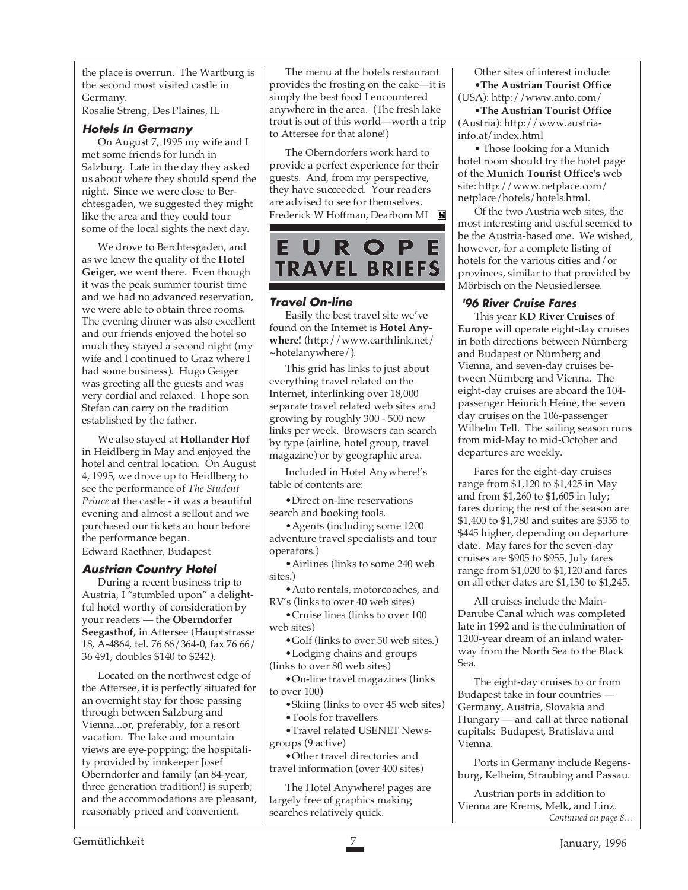the place is overrun. The Wartburg is the second most visited castle in Germany.

Rosalie Streng, Des Plaines, IL

### Hotels In Germany

On August 7, 1995 my wife and I met some friends for lunch in Salzburg. Late in the day they asked us about where they should spend the night. Since we were close to Berchtesgaden, we suggested they might like the area and they could tour some of the local sights the next day.

We drove to Berchtesgaden, and as we knew the quality of the **Hotel Geiger**, we went there. Even though it was the peak summer tourist time and we had no advanced reservation, we were able to obtain three rooms. The evening dinner was also excellent and our friends enjoyed the hotel so much they stayed a second night (my wife and I continued to Graz where I had some business). Hugo Geiger was greeting all the guests and was very cordial and relaxed. I hope son Stefan can carry on the tradition established by the father.

We also stayed at **Hollander Hof** in Heidlberg in May and enjoyed the hotel and central location. On August 4, 1995, we drove up to Heidlberg to see the performance of *The Student Prince* at the castle - it was a beautiful evening and almost a sellout and we purchased our tickets an hour before the performance began.

Edward Raethner, Budapest

### Austrian Country Hotel

During a recent business trip to Austria, I "stumbled upon" a delightful hotel worthy of consideration by your readers — the **Oberndorfer Seegasthof**, in Attersee (Hauptstrasse 18, A-4864, tel. 76 66/364-0, fax 76 66/36 491, doubles $140 to $242).

Located on the northwest edge of the Attersee, it is perfectly situated for an overnight stay for those passing through between Salzburg and Vienna...or, preferably, for a resort vacation. The lake and mountain views are eye-popping; the hospitality provided by innkeeper Josef Oberndorfer and family (an 84-year, three generation tradition!) is superb; and the accommodations are pleasant, reasonably priced and convenient.

The menu at the hotels restaurant provides the frosting on the cake—it is simply the best food I encountered anywhere in the area. (The fresh lake trout is out of this world—worth a trip to Attersee for that alone!)

The Oberndorfers work hard to provide a perfect experience for their guests. And, from my perspective, they have succeeded. Your readers are advised to see for themselves.

Frederick W Hoffman, Dearborn MI

## EUROPE TRAVEL BRIEFS

### Travel On-line

Easily the best travel site we've found on the Internet is **Hotel Anywhere!** (http://www.earthlink.net/~hotelanywhere/).

This grid has links to just about everything travel related on the Internet, interlinking over 18,000 separate travel related web sites and growing by roughly 300 - 500 new links per week. Browsers can search by type (airline, hotel group, travel magazine) or by geographic area.

Included in Hotel Anywhere!'s table of contents are:

- Direct on-line reservations search and booking tools.
- Agents (including some 1200 adventure travel specialists and tour operators.)
- Airlines (links to some 240 web sites.)
- Auto rentals, motorcoaches, and RV's (links to over 40 web sites)
- Cruise lines (links to over 100 web sites)
- Golf (links to over 50 web sites.)
- Lodging chains and groups (links to over 80 web sites)
- On-line travel magazines (links to over 100)
- Skiing (links to over 45 web sites)
- Tools for travellers
- Travel related USENET Newsgroups (9 active)
- Other travel directories and travel information (over 400 sites)

The Hotel Anywhere! pages are largely free of graphics making searches relatively quick.

Other sites of interest include:

- **The Austrian Tourist Office** (USA): http://www.anto.com/
- **The Austrian Tourist Office** (Austria): http://www.austria-info.at/index.html
- Those looking for a Munich hotel room should try the hotel page of the **Munich Tourist Office's** web site: http://www.netplace.com/netplace/hotels/hotels.html.

Of the two Austria web sites, the most interesting and useful seemed to be the Austria-based one. We wished, however, for a complete listing of hotels for the various cities and/or provinces, similar to that provided by Mörbisch on the Neusiedlersee.

### '96 River Cruise Fares

This year **KD River Cruises of Europe** will operate eight-day cruises in both directions between Nürnberg and Budapest or Nürnberg and Vienna, and seven-day cruises between Nürnberg and Vienna. The eight-day cruises are aboard the 104-passenger Heinrich Heine, the seven day cruises on the 106-passenger Wilhelm Tell. The sailing season runs from mid-May to mid-October and departures are weekly.

Fares for the eight-day cruises range from $1,120 to $1,425 in May and from $1,260 to $1,605 in July; fares during the rest of the season are $1,400 to $1,780 and suites are $355 to $445 higher, depending on departure date. May fares for the seven-day cruises are $905 to $955, July fares range from $1,020 to $1,120 and fares on all other dates are $1,130 to $1,245.

All cruises include the Main-Danube Canal which was completed late in 1992 and is the culmination of 1200-year dream of an inland waterway from the North Sea to the Black Sea.

The eight-day cruises to or from Budapest take in four countries — Germany, Austria, Slovakia and Hungary — and call at three national capitals: Budapest, Bratislava and Vienna.

Ports in Germany include Regensburg, Kelheim, Straubing and Passau.

Austrian ports in addition to Vienna are Krems, Melk, and Linz.

*Continued on page 8…*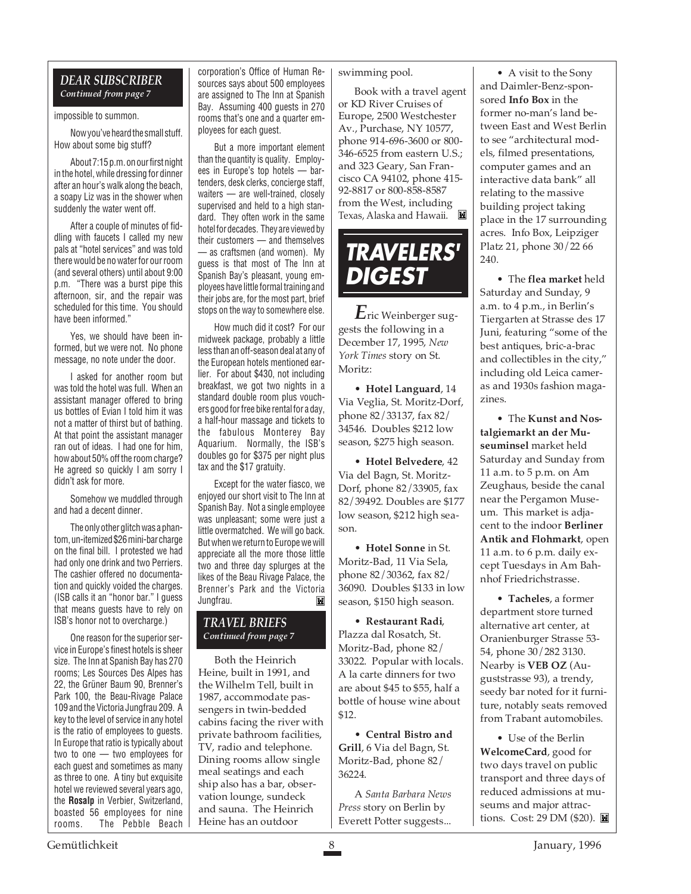### *DEAR SUBSCRIBER*
*Continued from page 7*

impossible to summon.

Now you've heard the small stuff. How about some big stuff?

About 7:15 p.m. on our first night in the hotel, while dressing for dinner after an hour's walk along the beach, a soapy Liz was in the shower when suddenly the water went off.

After a couple of minutes of fiddling with faucets I called my new pals at "hotel services" and was told there would be no water for our room (and several others) until about 9:00 p.m. "There was a burst pipe this afternoon, sir, and the repair was scheduled for this time. You should have been informed."

Yes, we should have been informed, but we were not. No phone message, no note under the door.

I asked for another room but was told the hotel was full. When an assistant manager offered to bring us bottles of Evian I told him it was not a matter of thirst but of bathing. At that point the assistant manager ran out of ideas. I had one for him, how about 50% off the room charge? He agreed so quickly I am sorry I didn't ask for more.

Somehow we muddled through and had a decent dinner.

The only other glitch was a phantom, un-itemized $26 mini-bar charge on the final bill. I protested we had had only one drink and two Perriers. The cashier offered no documentation and quickly voided the charges. (ISB calls it an "honor bar." I guess that means guests have to rely on ISB's honor not to overcharge.)

One reason for the superior service in Europe's finest hotels is sheer size. The Inn at Spanish Bay has 270 rooms; Les Sources Des Alpes has 22, the Grüner Baum 90, Brenner's Park 100, the Beau-Rivage Palace 109 and the Victoria Jungfrau 209. A key to the level of service in any hotel is the ratio of employees to guests. In Europe that ratio is typically about two to one — two employees for each guest and sometimes as many as three to one. A tiny but exquisite hotel we reviewed several years ago, the **Rosalp** in Verbier, Switzerland, boasted 56 employees for nine rooms. The Pebble Beach corporation's Office of Human Resources says about 500 employees are assigned to The Inn at Spanish Bay. Assuming 400 guests in 270 rooms that's one and a quarter employees for each guest.

But a more important element than the quantity is quality. Employees in Europe's top hotels — bartenders, desk clerks, concierge staff, waiters — are well-trained, closely supervised and held to a high standard. They often work in the same hotel for decades. They are viewed by their customers — and themselves — as craftsmen (and women). My guess is that most of The Inn at Spanish Bay's pleasant, young employees have little formal training and their jobs are, for the most part, brief stops on the way to somewhere else.

How much did it cost? For our midweek package, probably a little less than an off-season deal at any of the European hotels mentioned earlier. For about $430, not including breakfast, we got two nights in a standard double room plus vouchers good for free bike rental for a day, a half-hour massage and tickets to the fabulous Monterey Bay Aquarium. Normally, the ISB's doubles go for $375 per night plus tax and the $17 gratuity.

Except for the water fiasco, we enjoyed our short visit to The Inn at Spanish Bay. Not a single employee was unpleasant; some were just a little overmatched. We will go back. But when we return to Europe we will appreciate all the more those little two and three day splurges at the likes of the Beau Rivage Palace, the Brenner's Park and the Victoria Jungfrau.

### *TRAVEL BRIEFS*
*Continued from page 7*

Both the Heinrich Heine, built in 1991, and the Wilhelm Tell, built in 1987, accommodate passengers in twin-bedded cabins facing the river with private bathroom facilities, TV, radio and telephone. Dining rooms allow single meal seatings and each ship also has a bar, observation lounge, sundeck and sauna. The Heinrich Heine has an outdoor swimming pool.

Book with a travel agent or KD River Cruises of Europe, 2500 Westchester Av., Purchase, NY 10577, phone 914-696-3600 or 800-346-6525 from eastern U.S.; and 323 Geary, San Francisco CA 94102, phone 415-92-8817 or 800-858-8587 from the West, including Texas, Alaska and Hawaii.

## TRAVELERS' DIGEST

*E*ric Weinberger suggests the following in a December 17, 1995, *New York Times* story on St. Moritz:

- **Hotel Languard**, 14 Via Veglia, St. Moritz-Dorf, phone 82/33137, fax 82/34546. Doubles $212 low season, $275 high season.

- **Hotel Belvedere**, 42 Via del Bagn, St. Moritz-Dorf, phone 82/33905, fax 82/39492. Doubles are $177 low season, $212 high season.

- **Hotel Sonne** in St. Moritz-Bad, 11 Via Sela, phone 82/30362, fax 82/36090. Doubles $133 in low season, $150 high season.

- **Restaurant Radi**, Plazza dal Rosatch, St. Moritz-Bad, phone 82/33022. Popular with locals. A la carte dinners for two are about $45 to $55, half a bottle of house wine about $12.

- **Central Bistro and Grill**, 6 Via del Bagn, St. Moritz-Bad, phone 82/36224.

A *Santa Barbara News Press* story on Berlin by Everett Potter suggests...

- A visit to the Sony and Daimler-Benz-sponsored **Info Box** in the former no-man's land between East and West Berlin to see "architectural models, filmed presentations, computer games and an interactive data bank" all relating to the massive building project taking place in the 17 surrounding acres. Info Box, Leipziger Platz 21, phone 30/22 66 240.

- The **flea market** held Saturday and Sunday, 9 a.m. to 4 p.m., in Berlin's Tiergarten at Strasse des 17 Juni, featuring "some of the best antiques, bric-a-brac and collectibles in the city," including old Leica cameras and 1930s fashion magazines.

- The **Kunst and Nostalgiemarkt an der Museuminsel** market held Saturday and Sunday from 11 a.m. to 5 p.m. on Am Zeughaus, beside the canal near the Pergamon Museum. This market is adjacent to the indoor **Berliner Antik and Flohmarkt**, open 11 a.m. to 6 p.m. daily except Tuesdays in Am Bahnhof Friedrichstrasse.

- **Tacheles**, a former department store turned alternative art center, at Oranienburger Strasse 53-54, phone 30/282 3130. Nearby is **VEB OZ** (Auguststrasse 93), a trendy, seedy bar noted for it furniture, notably seats removed from Trabant automobiles.

- Use of the Berlin **WelcomeCard**, good for two days travel on public transport and three days of reduced admissions at museums and major attractions. Cost: 29 DM ($20).